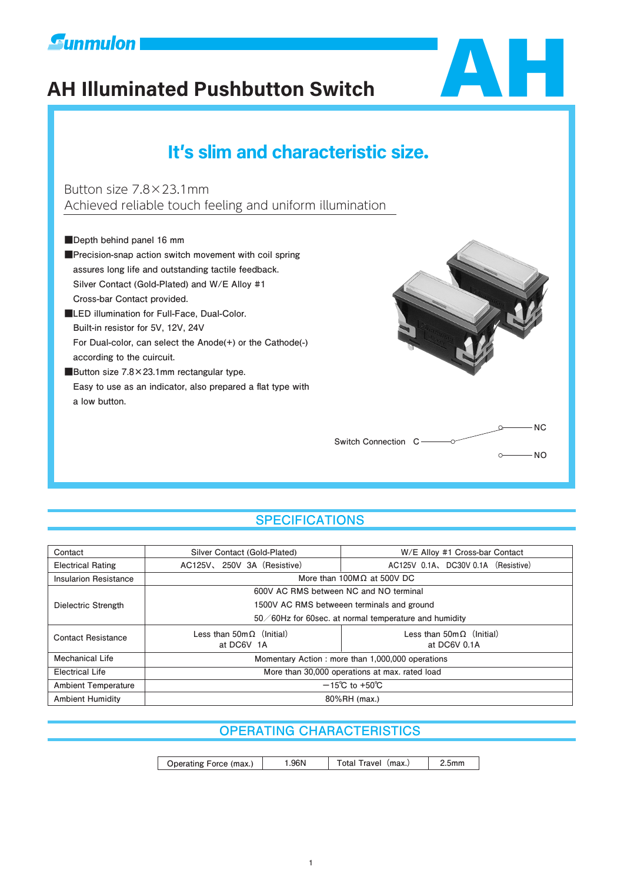# AH Illuminated Pushbutton Switch

## It's slim and characteristic size.

Button size 7.8×23.1mm
Achieved reliable touch feeling and uniform illumination

■Depth behind panel 16 mm
■Precision-snap action switch movement with coil spring
assures long life and outstanding tactile feedback.
Silver Contact (Gold-Plated) and W/E Alloy #1
Cross-bar Contact provided.
■LED illumination for Full-Face, Dual-Color.
Built-in resistor for 5V, 12V, 24V
For Dual-color, can select the Anode(+) or the Cathode(-)
according to the cuircuit.
■Button size 7.8×23.1mm rectangular type.
Easy to use as an indicator, also prepared a flat type with
a low button.

Switch Connection C — NC / NO

## SPECIFICATIONS

| Contact | Silver Contact (Gold-Plated) | W/E Alloy #1 Cross-bar Contact |
|---|---|---|
| Electrical Rating | AC125V、 250V 3A (Resistive) | AC125V 0.1A、 DC30V 0.1A (Resistive) |
| Insulation Resistance | More than 100MΩ at 500V DC | |
| Dielectric Strength | 600V AC RMS between NC and NO terminal<br>1500V AC RMS betweeen terminals and ground<br>50／60Hz for 60sec. at normal temperature and humidity | |
| Contact Resistance | Less than 50mΩ (Initial)<br>at DC6V 1A | Less than 50mΩ (Initial)<br>at DC6V 0.1A |
| Mechanical Life | Momentary Action : more than 1,000,000 operations | |
| Electrical Life | More than 30,000 operations at max. rated load | |
| Ambient Temperature | −15℃ to +50℃ | |
| Ambient Humidity | 80%RH (max.) | |

## OPERATING CHARACTERISTICS

| Operating Force (max.) | 1.96N | Total Travel (max.) | 2.5mm |
|---|---|---|---|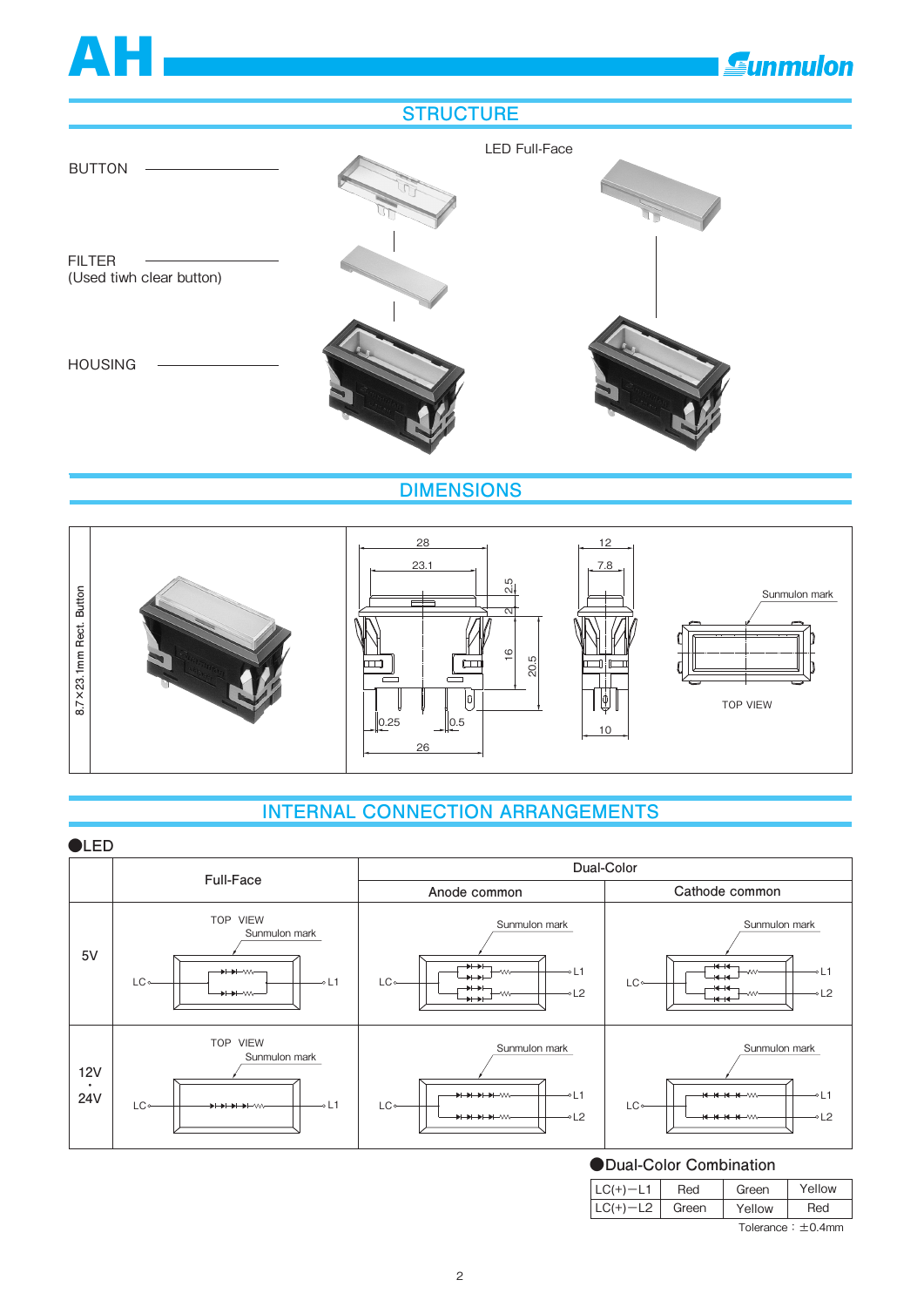# AH

Sunmulon

## STRUCTURE

LED Full-Face

BUTTON

FILTER
(Used tiwh clear button)

HOUSING

## DIMENSIONS

8.7×23.1mm Rect. Button

28
23.1
2.5
2
16
20.5
0.25
0.5
26
12
7.8
10
Sunmulon mark
TOP VIEW

## INTERNAL CONNECTION ARRANGEMENTS

●LED

| | Full-Face | Dual-Color | |
|---|---|---|---|
| | | Anode common | Cathode common |
| 5V | TOP VIEW, Sunmulon mark, LC, L1 | Sunmulon mark, LC, L1, L2 | Sunmulon mark, LC, L1, L2 |
| 12V・24V | TOP VIEW, Sunmulon mark, LC, L1 | Sunmulon mark, LC, L1, L2 | Sunmulon mark, LC, L1, L2 |

●Dual-Color Combination

| LC(+)−L1 | Red | Green | Yellow |
|---|---|---|---|
| LC(+)−L2 | Green | Yellow | Red |

Tolerance：±0.4mm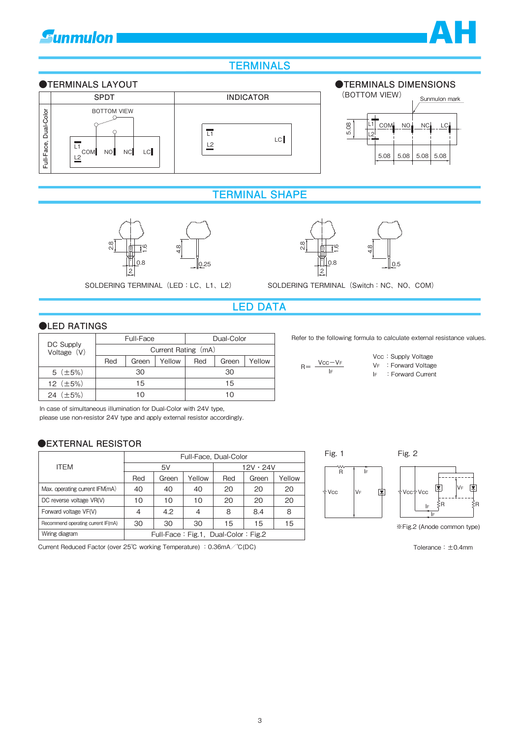# TERMINALS

## ●TERMINALS LAYOUT

| | SPDT | INDICATOR |
|---|---|---|
| Full-Face, Dual-Color | BOTTOM VIEW<br>L1 L2 COM NO NC LC | L1 L2 LC |

## ●TERMINALS DIMENSIONS

(BOTTOM VIEW)

Sunmulon mark

L1 L2 COM NO NC LC

5.08 / 5.08 5.08 5.08 5.08

# TERMINAL SHAPE

2.8 1.6 0.8 2 4.8 0.25

SOLDERING TERMINAL（LED：LC、L1、L2）

2.8 1.6 0.8 2 4.8 0.5

SOLDERING TERMINAL（Switch：NC、NO、COM）

# LED DATA

## ●LED RATINGS

| DC Supply Voltage（V） | Full-Face | | | Dual-Color | | |
|---|---|---|---|---|---|---|
| | Current Rating（mA） | | | | | |
| | Red | Green | Yellow | Red | Green | Yellow |
| 5（±5%） | 30 | | | 30 | | |
| 12（±5%） | 15 | | | 15 | | |
| 24（±5%） | 10 | | | 10 | | |

In case of simultaneous illumination for Dual-Color with 24V type,
please use non-resistor 24V type and apply external resistor accordingly.

Refer to the following formula to calculate external resistance values.

$$R = \frac{V_{CC} - V_F}{I_F}$$

Vcc：Supply Voltage
$V_F$：Forward Voltage
$I_F$：Forward Current

## ●EXTERNAL RESISTOR

| ITEM | Full-Face, Dual-Color | | | | | |
|---|---|---|---|---|---|---|
| | 5V | | | 12V・24V | | |
| | Red | Green | Yellow | Red | Green | Yellow |
| Max. operating current IFM(mA) | 40 | 40 | 40 | 20 | 20 | 20 |
| DC reverse voltage VR(V) | 10 | 10 | 10 | 20 | 20 | 20 |
| Forward voltage VF(V) | 4 | 4.2 | 4 | 8 | 8.4 | 8 |
| Recommend operating current IF(mA) | 30 | 30 | 30 | 15 | 15 | 15 |
| Wiring diagram | Full-Face：Fig.1, Dual-Color：Fig.2 | | | | | |

Current Reduced Factor (over 25℃ working Temperature) ：0.36mA／℃(DC)

Fig. 1

Fig. 2

※Fig.2 (Anode common type)

Tolerance：±0.4mm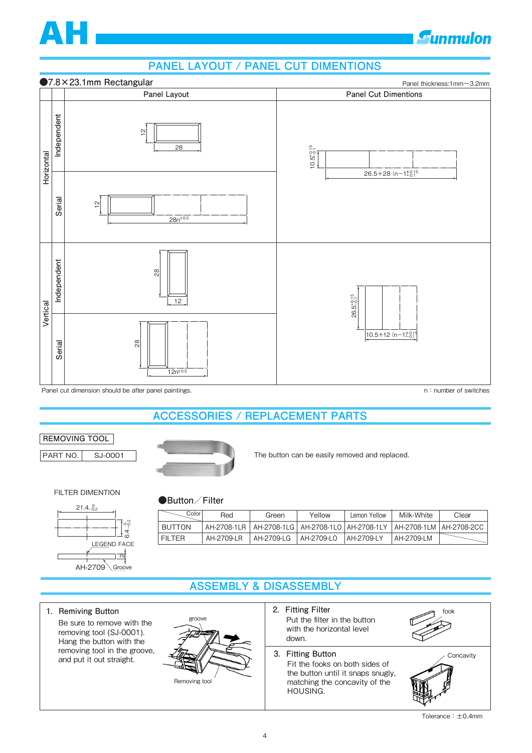## PANEL LAYOUT / PANEL CUT DIMENTIONS

●7.8×23.1mm Rectangular

Panel thickness:1mm～3.2mm

| | | Panel Layout | Panel Cut Dimentions |
|---|---|---|---|
| Horizontal | Independent | 12 × 28 | $10.5^{+0.15}_{-0.1}$ × $26.5+28\,(n-1)^{+0.15}_{-0.1}$ |
| | Serial | 12 × $28n^{\pm0.5}$ | |
| Vertical | Independent | 28 × 12 | $26.5^{+0.15}_{-0.1}$ × $10.5+12\,(n-1)^{+0.15}_{-0.1}$ |
| | Serial | 28 × $12n^{\pm0.5}$ | |

Panel cut dimension should be after panel paintings.

n : number of switches

## ACCESSORIES / REPLACEMENT PARTS

| REMOVING TOOL | |
|---|---|
| PART NO. | SJ-0001 |

The button can be easily removed and replaced.

FILTER DIMENTION

$21.4^{\ 0}_{-0.2}$

$6.4^{\ 0}_{-0.2}$

LEGEND FACE

2

AH-2709 Groove

●Button／Filter

| Color | Red | Green | Yellow | Lemon Yellow | Milk-White | Clear |
|---|---|---|---|---|---|---|
| BUTTON | AH-2708-1LR | AH-2708-1LG | AH-2708-1LO | AH-2708-1LY | AH-2708-1LM | AH-2708-2CC |
| FILTER | AH-2709-LR | AH-2709-LG | AH-2709-LO | AH-2709-LY | AH-2709-LM | |

## ASSEMBLY & DISASSEMBLY

1. Remiving Button
   Be sure to remove with the removing tool (SJ-0001). Hang the button with the removing tool in the groove, and put it out straight.

   groove

   Removing tool

2. Fitting Filter
   Put the filter in the button with the horizontal level down.

   fook

3. Fitting Button
   Fit the fooks on both sides of the button until it snaps snugly, matching the concavity of the HOUSING.

   Concavity

Tolerance：±0.4mm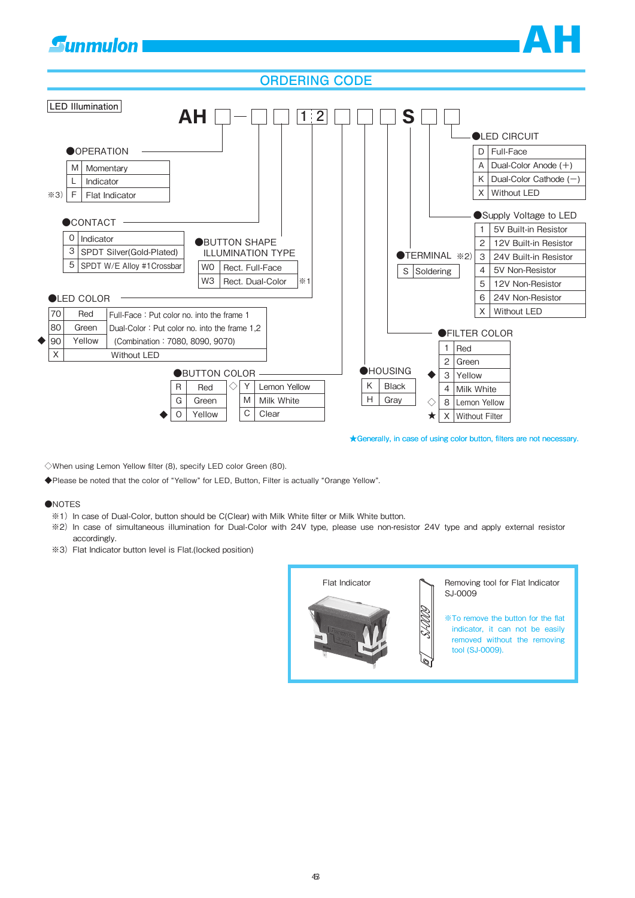## ORDERING CODE

LED Illumination

AH ☐ — ☐ ☐ 1 2 ☐ ☐ ☐ S ☐ ☐

**●OPERATION**

| | |
|---|---|
| M | Momentary |
| L | Indicator |
| F | Flat Indicator ※3) |

**●CONTACT**

| | |
|---|---|
| 0 | Indicator |
| 3 | SPDT Silver(Gold-Plated) |
| 5 | SPDT W/E Alloy #1Crossbar |

**●BUTTON SHAPE ILLUMINATION TYPE**

| | |
|---|---|
| W0 | Rect. Full-Face |
| W3 | Rect. Dual-Color ※1 |

**●LED COLOR**

| | | |
|---|---|---|
| 70 | Red | Full-Face：Put color no. into the frame 1 |
| 80 | Green | Dual-Color：Put color no. into the frame 1,2 |
| ◆ 90 | Yellow | (Combination：7080, 8090, 9070) |
| X | Without LED | |

**●BUTTON COLOR**

| | | | | |
|---|---|---|---|---|
| R | Red | ◇ | Y | Lemon Yellow |
| G | Green | | M | Milk White |
| ◆ O | Yellow | | C | Clear |

**●HOUSING**

| | |
|---|---|
| K | Black |
| H | Gray |

**●TERMINAL ※2)**

| | |
|---|---|
| S | Soldering |

**●LED CIRCUIT**

| | |
|---|---|
| D | Full-Face |
| A | Dual-Color Anode (+) |
| K | Dual-Color Cathode (−) |
| X | Without LED |

**●Supply Voltage to LED**

| | |
|---|---|
| 1 | 5V Built-in Resistor |
| 2 | 12V Built-in Resistor |
| 3 | 24V Built-in Resistor |
| 4 | 5V Non-Resistor |
| 5 | 12V Non-Resistor |
| 6 | 24V Non-Resistor |
| X | Without LED |

**●FILTER COLOR**

| | |
|---|---|
| 1 | Red |
| 2 | Green |
| ◆ 3 | Yellow |
| 4 | Milk White |
| ◇ 8 | Lemon Yellow |
| ★ X | Without Filter |

★Generally, in case of using color button, filters are not necessary.

◇When using Lemon Yellow filter (8), specify LED color Green (80).

◆Please be noted that the color of "Yellow" for LED, Button, Filter is actually "Orange Yellow".

●NOTES

※1）In case of Dual-Color, button should be C(Clear) with Milk White filter or Milk White button.

※2）In case of simultaneous illumination for Dual-Color with 24V type, please use non-resistor 24V type and apply external resistor accordingly.

※3）Flat Indicator button level is Flat.(locked position)

Flat Indicator

Removing tool for Flat Indicator SJ-0009

※To remove the button for the flat indicator, it can not be easily removed without the removing tool (SJ-0009).